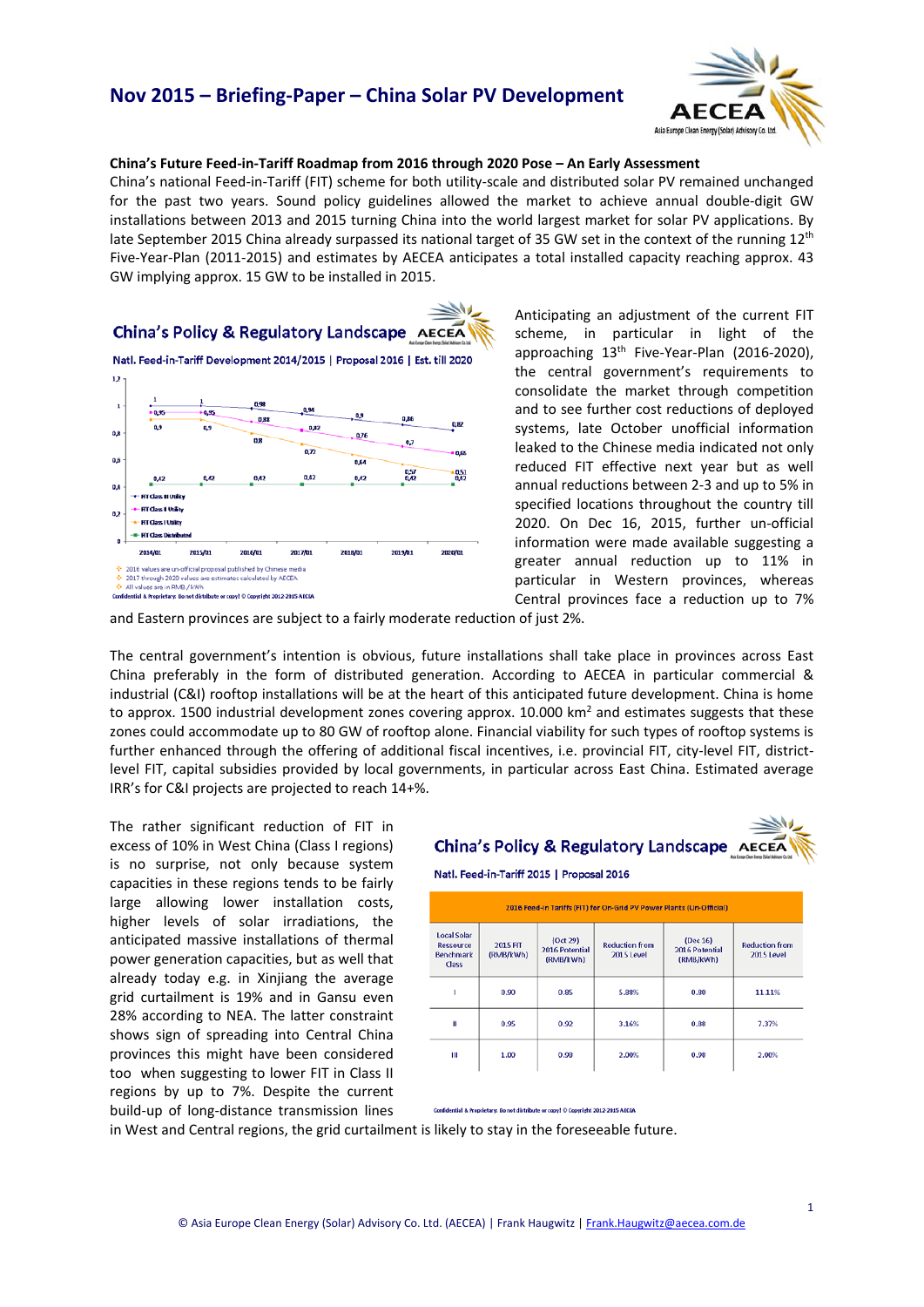# Nov 2015 – Briefing-Paper – China Solar PV Development

**China's Future Feed-in-Tariff Roadmap from 2016 through 2020 Pose – An Early Assessment**

China's national Feed-in-Tariff (FIT) scheme for both utility-scale and distributed solar PV remained unchanged for the past two years. Sound policy guidelines allowed the market to achieve annual double-digit GW installations between 2013 and 2015 turning China into the world largest market for solar PV applications. By late September 2015 China already surpassed its national target of 35 GW set in the context of the running 12th Five-Year-Plan (2011-2015) and estimates by AECEA anticipates a total installed capacity reaching approx. 43 GW implying approx. 15 GW to be installed in 2015.

**China's Policy & Regulatory Landscape**

**Natl. Feed-in-Tariff Development 2014/2015 | Proposal 2016 | Est. till 2020**

| | 2014/01 | 2015/01 | 2016/01 | 2017/01 | 2018/01 | 2019/01 | 2020/01 |
|---|---|---|---|---|---|---|---|
| FIT Class III Utility | 1 | 1 | 0,98 | 0,94 | 0,9 | 0,86 | 0,82 |
| FIT Class II Utility | 0,95 | 0,95 | 0,88 | 0,82 | 0,76 | 0,7 | 0,65 |
| FIT Class I Utility | 0,9 | 0,9 | 0,8 | 0,72 | 0,64 | 0,57 | 0,51 |
| FIT Class Distributed | 0,42 | 0,42 | 0,42 | 0,42 | 0,42 | 0,42 | 0,42 |

- 2016 values are un-official proposal published by Chinese media
- 2017 through 2020 values are estimates calculated by AECEA
- All values are in RMB / kWh

Confidential & Proprietary: Do not distribute or copy! © Copyright 2012-2015 AECEA

Anticipating an adjustment of the current FIT scheme, in particular in light of the approaching 13th Five-Year-Plan (2016-2020), the central government's requirements to consolidate the market through competition and to see further cost reductions of deployed systems, late October unofficial information leaked to the Chinese media indicated not only reduced FIT effective next year but as well annual reductions between 2-3 and up to 5% in specified locations throughout the country till 2020. On Dec 16, 2015, further un-official information were made available suggesting a greater annual reduction up to 11% in particular in Western provinces, whereas Central provinces face a reduction up to 7% and Eastern provinces are subject to a fairly moderate reduction of just 2%.

The central government's intention is obvious, future installations shall take place in provinces across East China preferably in the form of distributed generation. According to AECEA in particular commercial & industrial (C&I) rooftop installations will be at the heart of this anticipated future development. China is home to approx. 1500 industrial development zones covering approx. 10.000 km$^2$ and estimates suggests that these zones could accommodate up to 80 GW of rooftop alone. Financial viability for such types of rooftop systems is further enhanced through the offering of additional fiscal incentives, i.e. provincial FIT, city-level FIT, district-level FIT, capital subsidies provided by local governments, in particular across East China. Estimated average IRR's for C&I projects are projected to reach 14+%.

The rather significant reduction of FIT in excess of 10% in West China (Class I regions) is no surprise, not only because system capacities in these regions tends to be fairly large allowing lower installation costs, higher levels of solar irradiations, the anticipated massive installations of thermal power generation capacities, but as well that already today e.g. in Xinjiang the average grid curtailment is 19% and in Gansu even 28% according to NEA. The latter constraint shows sign of spreading into Central China provinces this might have been considered too when suggesting to lower FIT in Class II regions by up to 7%. Despite the current build-up of long-distance transmission lines in West and Central regions, the grid curtailment is likely to stay in the foreseeable future.

**China's Policy & Regulatory Landscape**

**Natl. Feed-in-Tariff 2015 I Proposal 2016**

2016 Feed-in Tariffs (FIT) for On-Grid PV Power Plants (Un-Official)

| Local Solar Resource Benchmark Class | 2015 FIT (RMB/kWh) | (Oct 29) 2016 Potential (RMB/kWh) | Reduction from 2015 Level | (Dec 16) 2016 Potential (RMB/kWh) | Reduction from 2015 Level |
|---|---|---|---|---|---|
| I | 0.90 | 0.85 | 5.88% | 0.80 | 11.11% |
| II | 0.95 | 0.92 | 3.16% | 0.88 | 7.37% |
| III | 1.00 | 0.98 | 2.00% | 0.98 | 2.00% |

Confidential & Proprietary: Do not distribute or copy! © Copyright 2012-2015 AECEA

© Asia Europe Clean Energy (Solar) Advisory Co. Ltd. (AECEA) | Frank Haugwitz | Frank.Haugwitz@aecea.com.de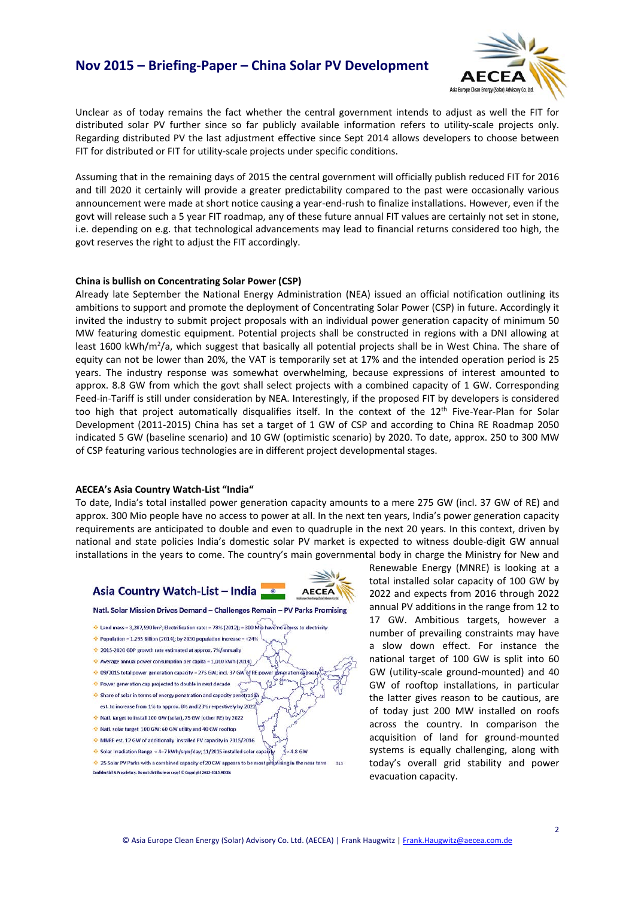Unclear as of today remains the fact whether the central government intends to adjust as well the FIT for distributed solar PV further since so far publicly available information refers to utility-scale projects only. Regarding distributed PV the last adjustment effective since Sept 2014 allows developers to choose between FIT for distributed or FIT for utility-scale projects under specific conditions.

Assuming that in the remaining days of 2015 the central government will officially publish reduced FIT for 2016 and till 2020 it certainly will provide a greater predictability compared to the past were occasionally various announcement were made at short notice causing a year-end-rush to finalize installations. However, even if the govt will release such a 5 year FIT roadmap, any of these future annual FIT values are certainly not set in stone, i.e. depending on e.g. that technological advancements may lead to financial returns considered too high, the govt reserves the right to adjust the FIT accordingly.

**China is bullish on Concentrating Solar Power (CSP)**

Already late September the National Energy Administration (NEA) issued an official notification outlining its ambitions to support and promote the deployment of Concentrating Solar Power (CSP) in future. Accordingly it invited the industry to submit project proposals with an individual power generation capacity of minimum 50 MW featuring domestic equipment. Potential projects shall be constructed in regions with a DNI allowing at least 1600 kWh/m$^2$/a, which suggest that basically all potential projects shall be in West China. The share of equity can not be lower than 20%, the VAT is temporarily set at 17% and the intended operation period is 25 years. The industry response was somewhat overwhelming, because expressions of interest amounted to approx. 8.8 GW from which the govt shall select projects with a combined capacity of 1 GW. Corresponding Feed-in-Tariff is still under consideration by NEA. Interestingly, if the proposed FIT by developers is considered too high that project automatically disqualifies itself. In the context of the 12th Five-Year-Plan for Solar Development (2011-2015) China has set a target of 1 GW of CSP and according to China RE Roadmap 2050 indicated 5 GW (baseline scenario) and 10 GW (optimistic scenario) by 2020. To date, approx. 250 to 300 MW of CSP featuring various technologies are in different project developmental stages.

**AECEA's Asia Country Watch-List "India"**

To date, India's total installed power generation capacity amounts to a mere 275 GW (incl. 37 GW of RE) and approx. 300 Mio people have no access to power at all. In the next ten years, India's power generation capacity requirements are anticipated to double and even to quadruple in the next 20 years. In this context, driven by national and state policies India's domestic solar PV market is expected to witness double-digit GW annual installations in the years to come. The country's main governmental body in charge the Ministry for New and Renewable Energy (MNRE) is looking at a total installed solar capacity of 100 GW by 2022 and expects from 2016 through 2022 annual PV additions in the range from 12 to 17 GW. Ambitious targets, however a number of prevailing constraints may have a slow down effect. For instance the national target of 100 GW is split into 60 GW (utility-scale ground-mounted) and 40 GW of rooftop installations, in particular the latter gives reason to be cautious, are of today just 200 MW installed on roofs across the country. In comparison the acquisition of land for ground-mounted systems is equally challenging, along with today's overall grid stability and power evacuation capacity.

**Asia Country Watch-List – India**

**Natl. Solar Mission Drives Demand – Challenges Remain – PV Parks Promising**

- Land mass = 3,287,590 km²; Electrification rate: ~ 78% (2012); ~300 Mio have no access to electricity
- Population ~ 1.295 Billion (2014); by 2030 population increase ~ +24%
- 2015-2020 GDP growth rate estimated at approx. 7%/annually
- Average annual power consumption per capita ~ 1,010 kWh (2014)
- 09/2015 total power generation capacity ~ 275 GW; incl. 37 GW of RE power generation capacity
- Power generation cap projected to double in next decade
- Share of solar in terms of energy penetration and capacity penetration est. to increase from 1% to approx. 8% and 23% respectively by 2022
- Natl. target to install 100 GW (solar), 75 GW (other RE) by 2022
- Natl. solar target 100 GW: 60 GW utility and 40 GW rooftop
- MNRE est. 12 GW of additionally installed PV capacity in 2015/2016
- Solar Irradiation Range ~ 4–7 kWh/sqm/day; 11/2015 installed solar capacity ~ 4.8 GW
- 25 Solar PV Parks with a combined capacity of 20 GW appears to be most promising in the near term

Confidential & Proprietary: Do not distribute or copy! © Copyright 2012-2015 AECEA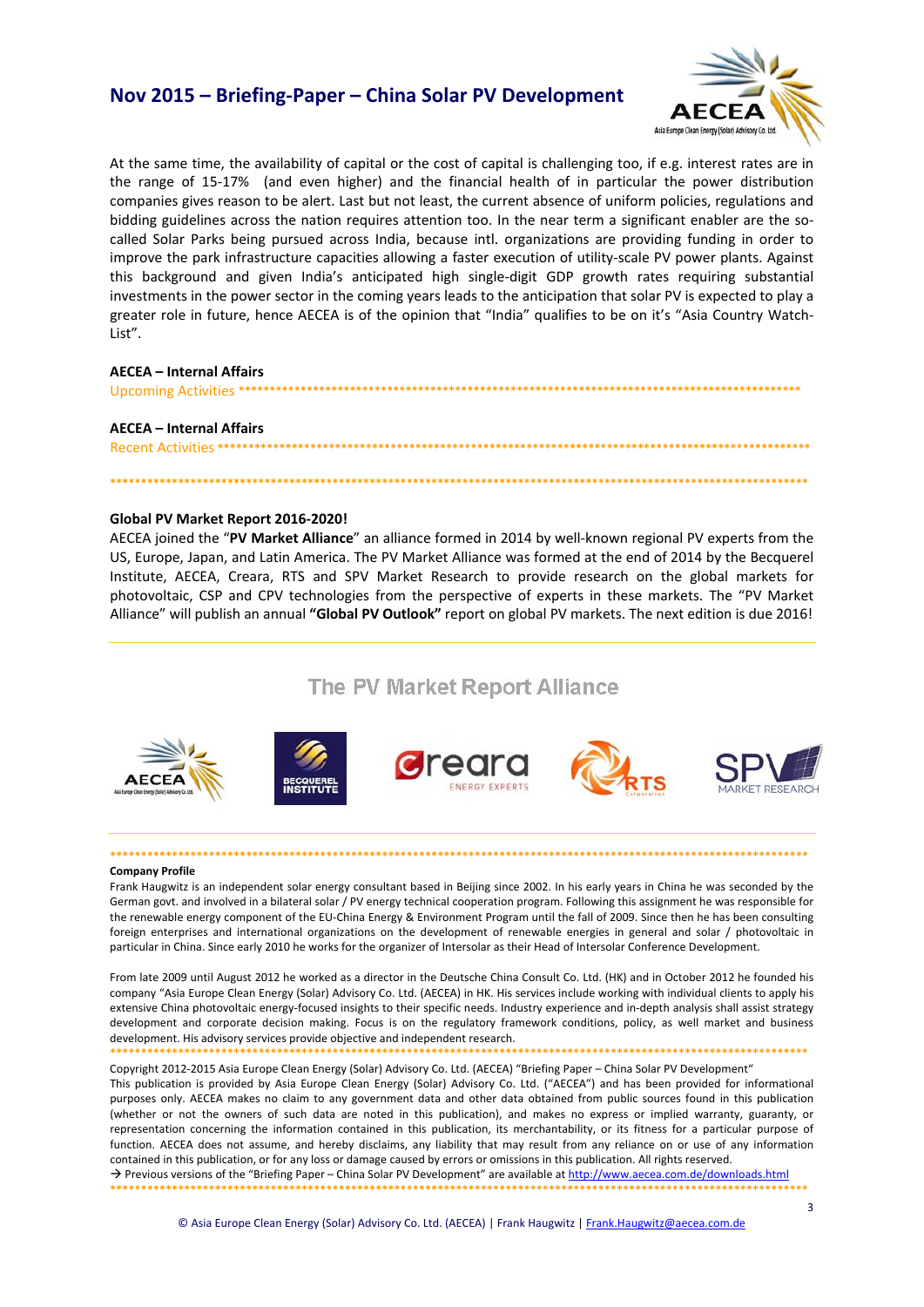At the same time, the availability of capital or the cost of capital is challenging too, if e.g. interest rates are in the range of 15-17% (and even higher) and the financial health of in particular the power distribution companies gives reason to be alert. Last but not least, the current absence of uniform policies, regulations and bidding guidelines across the nation requires attention too. In the near term a significant enabler are the so-called Solar Parks being pursued across India, because intl. organizations are providing funding in order to improve the park infrastructure capacities allowing a faster execution of utility-scale PV power plants. Against this background and given India's anticipated high single-digit GDP growth rates requiring substantial investments in the power sector in the coming years leads to the anticipation that solar PV is expected to play a greater role in future, hence AECEA is of the opinion that "India" qualifies to be on it's "Asia Country Watch-List".

**AECEA – Internal Affairs**

Upcoming Activities ******************************************************************************************

**AECEA – Internal Affairs**

Recent Activities ***********************************************************************************************

*****************************************************************************************************************

**Global PV Market Report 2016-2020!**

AECEA joined the "**PV Market Alliance**" an alliance formed in 2014 by well-known regional PV experts from the US, Europe, Japan, and Latin America. The PV Market Alliance was formed at the end of 2014 by the Becquerel Institute, AECEA, Creara, RTS and SPV Market Research to provide research on the global markets for photovoltaic, CSP and CPV technologies from the perspective of experts in these markets. The "PV Market Alliance" will publish an annual **"Global PV Outlook"** report on global PV markets. The next edition is due 2016!

The PV Market Report Alliance

AECEA Asia Europe Clean Energy (Solar) Advisory Co. Ltd. | BECQUEREL INSTITUTE | Creara ENERGY EXPERTS | RTS Corporation | SPV MARKET RESEARCH

*****************************************************************************************************************

**Company Profile**

Frank Haugwitz is an independent solar energy consultant based in Beijing since 2002. In his early years in China he was seconded by the German govt. and involved in a bilateral solar / PV energy technical cooperation program. Following this assignment he was responsible for the renewable energy component of the EU-China Energy & Environment Program until the fall of 2009. Since then he has been consulting foreign enterprises and international organizations on the development of renewable energies in general and solar / photovoltaic in particular in China. Since early 2010 he works for the organizer of Intersolar as their Head of Intersolar Conference Development.

From late 2009 until August 2012 he worked as a director in the Deutsche China Consult Co. Ltd. (HK) and in October 2012 he founded his company "Asia Europe Clean Energy (Solar) Advisory Co. Ltd. (AECEA) in HK. His services include working with individual clients to apply his extensive China photovoltaic energy-focused insights to their specific needs. Industry experience and in-depth analysis shall assist strategy development and corporate decision making. Focus is on the regulatory framework conditions, policy, as well market and business development. His advisory services provide objective and independent research.

*****************************************************************************************************************

Copyright 2012-2015 Asia Europe Clean Energy (Solar) Advisory Co. Ltd. (AECEA) "Briefing Paper – China Solar PV Development"
This publication is provided by Asia Europe Clean Energy (Solar) Advisory Co. Ltd. ("AECEA") and has been provided for informational purposes only. AECEA makes no claim to any government data and other data obtained from public sources found in this publication (whether or not the owners of such data are noted in this publication), and makes no express or implied warranty, guaranty, or representation concerning the information contained in this publication, its merchantability, or its fitness for a particular purpose of function. AECEA does not assume, and hereby disclaims, any liability that may result from any reliance on or use of any information contained in this publication, or for any loss or damage caused by errors or omissions in this publication. All rights reserved.
→ Previous versions of the "Briefing Paper – China Solar PV Development" are available at http://www.aecea.com.de/downloads.html

*****************************************************************************************************************